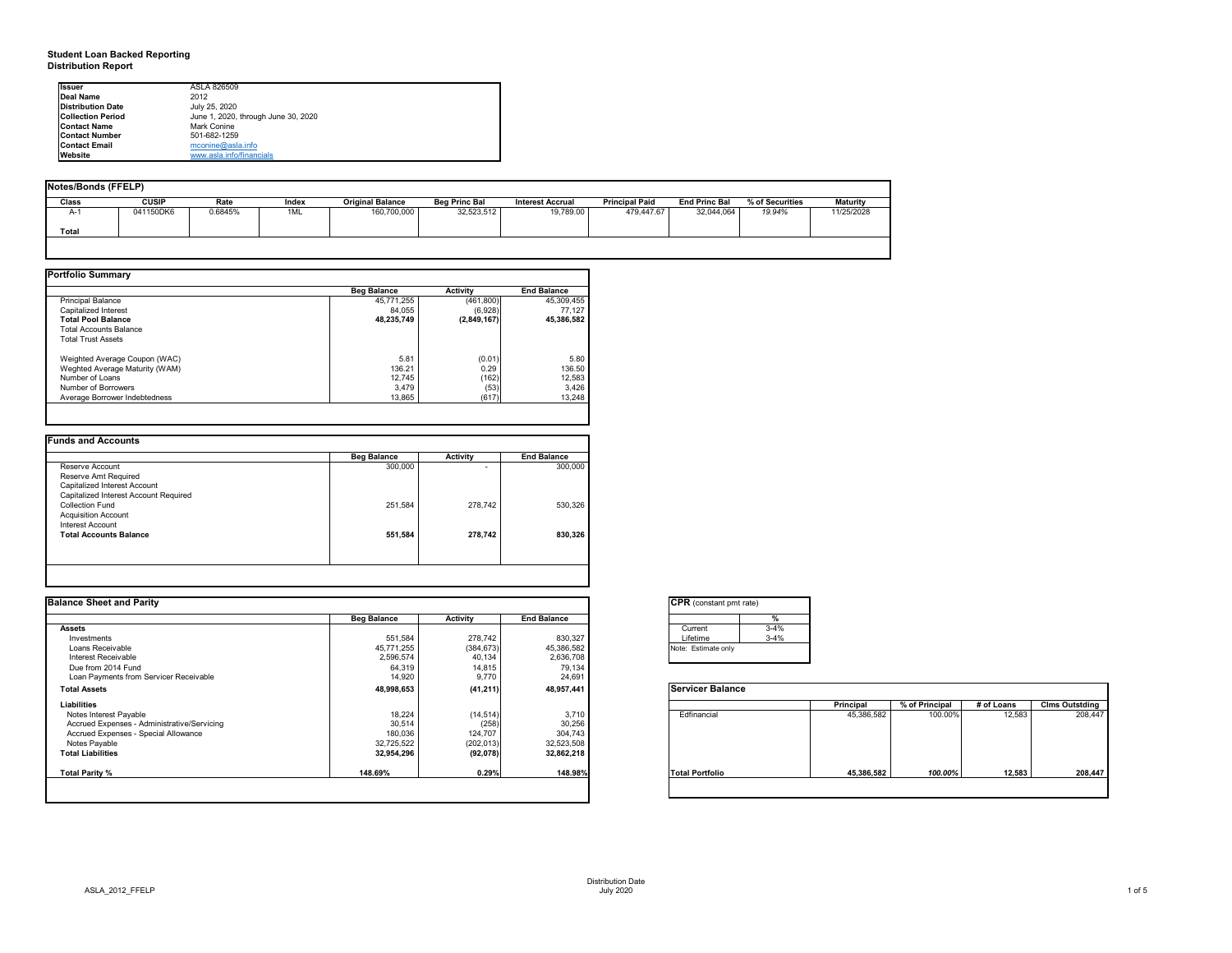**Student Loan Backed Reporting**
**Distribution Report**

| | |
|---|---|
| **Issuer** | ASLA 826509 |
| **Deal Name** | 2012 |
| **Distribution Date** | July 25, 2020 |
| **Collection Period** | June 1, 2020, through June 30, 2020 |
| **Contact Name** | Mark Conine |
| **Contact Number** | 501-682-1259 |
| **Contact Email** | mconine@asla.info |
| **Website** | www.asla.info/financials |

**Notes/Bonds (FFELP)**

| Class | CUSIP | Rate | Index | Original Balance | Beg Princ Bal | Interest Accrual | Principal Paid | End Princ Bal | % of Securities | Maturity |
|---|---|---|---|---|---|---|---|---|---|---|
| A-1 | 041150DK6 | 0.6845% | 1ML | 160,700,000 | 32,523,512 | 19,789.00 | 479,447.67 | 32,044,064 | *19.94%* | 11/25/2028 |
| **Total** | | | | | | | | | | |

**Portfolio Summary**

| | Beg Balance | Activity | End Balance |
|---|---|---|---|
| Principal Balance | 45,771,255 | (461,800) | 45,309,455 |
| Capitalized Interest | 84,055 | (6,928) | 77,127 |
| **Total Pool Balance** | **48,235,749** | **(2,849,167)** | **45,386,582** |
| Total Accounts Balance | | | |
| Total Trust Assets | | | |
| | | | |
| Weighted Average Coupon (WAC) | 5.81 | (0.01) | 5.80 |
| Weghted Average Maturity (WAM) | 136.21 | 0.29 | 136.50 |
| Number of Loans | 12,745 | (162) | 12,583 |
| Number of Borrowers | 3,479 | (53) | 3,426 |
| Average Borrower Indebtedness | 13,865 | (617) | 13,248 |

**Funds and Accounts**

| | Beg Balance | Activity | End Balance |
|---|---|---|---|
| Reserve Account | 300,000 | - | 300,000 |
| Reserve Amt Required | | | |
| Capitalized Interest Account | | | |
| Capitalized Interest Account Required | | | |
| Collection Fund | 251,584 | 278,742 | 530,326 |
| Acquisition Account | | | |
| Interest Account | | | |
| **Total Accounts Balance** | **551,584** | **278,742** | **830,326** |

**Balance Sheet and Parity**

| | Beg Balance | Activity | End Balance |
|---|---|---|---|
| **Assets** | | | |
| Investments | 551,584 | 278,742 | 830,327 |
| Loans Receivable | 45,771,255 | (384,673) | 45,386,582 |
| Interest Receivable | 2,596,574 | 40,134 | 2,636,708 |
| Due from 2014 Fund | 64,319 | 14,815 | 79,134 |
| Loan Payments from Servicer Receivable | 14,920 | 9,770 | 24,691 |
| **Total Assets** | **48,998,653** | **(41,211)** | **48,957,441** |
| **Liabilities** | | | |
| Notes Interest Payable | 18,224 | (14,514) | 3,710 |
| Accrued Expenses - Administrative/Servicing | 30,514 | (258) | 30,256 |
| Accrued Expenses - Special Allowance | 180,036 | 124,707 | 304,743 |
| Notes Payable | 32,725,522 | (202,013) | 32,523,508 |
| **Total Liabilities** | **32,954,296** | **(92,078)** | **32,862,218** |
| | | | |
| **Total Parity %** | **148.69%** | **0.29%** | **148.98%** |

**CPR** (constant pmt rate)

| | % |
|---|---|
| Current | 3-4% |
| Lifetime | 3-4% |

Note: Estimate only

**Servicer Balance**

| | Principal | % of Principal | # of Loans | Clms Outstding |
|---|---|---|---|---|
| Edfinancial | 45,386,582 | 100.00% | 12,583 | 208,447 |
| **Total Portfolio** | **45,386,582** | ***100.00%*** | **12,583** | **208,447** |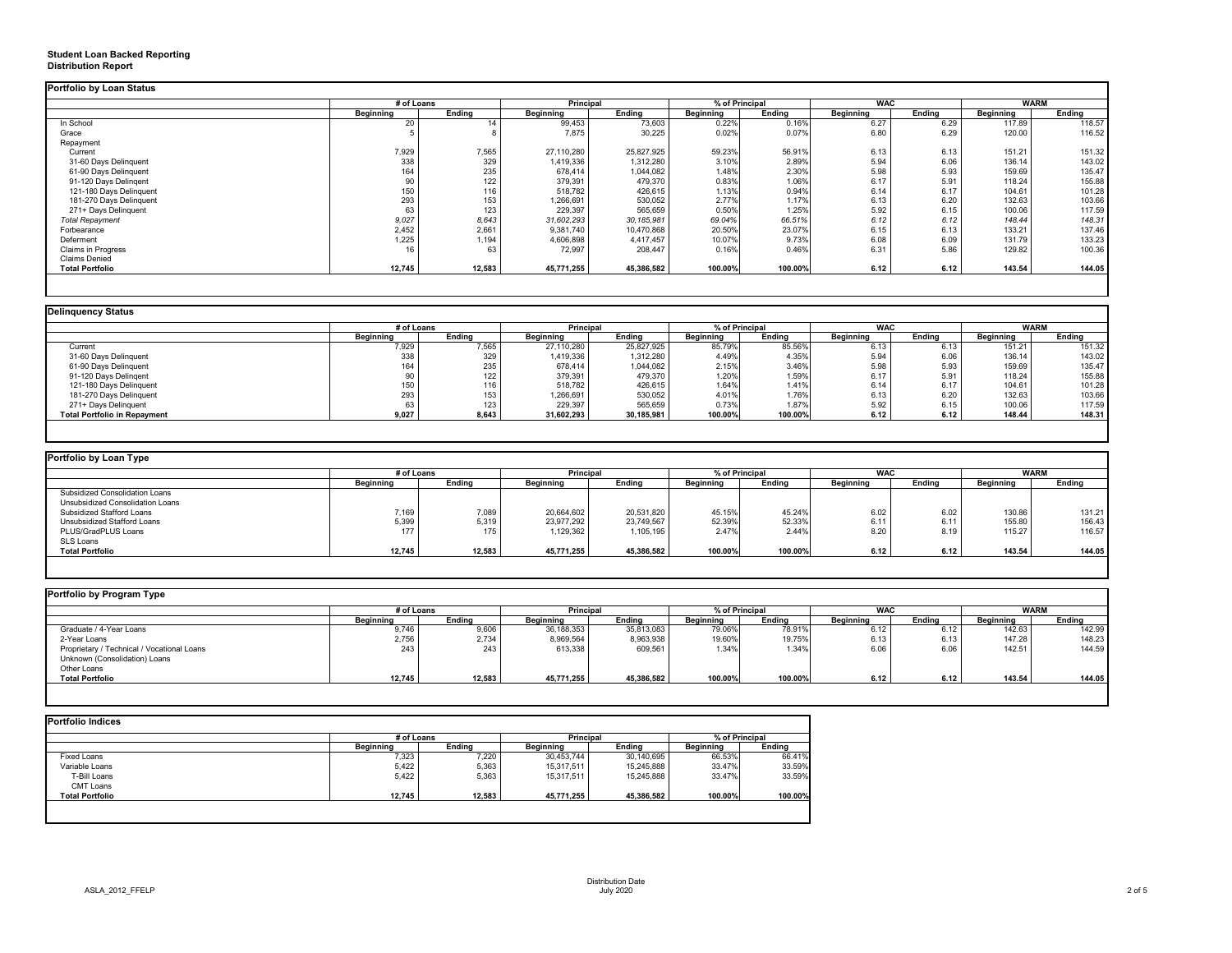**Student Loan Backed Reporting**
**Distribution Report**

## Portfolio by Loan Status

| | # of Loans | | Principal | | % of Principal | | WAC | | WARM | |
|---|---|---|---|---|---|---|---|---|---|---|
| | Beginning | Ending | Beginning | Ending | Beginning | Ending | Beginning | Ending | Beginning | Ending |
| In School | 20 | 14 | 99,453 | 73,603 | 0.22% | 0.16% | 6.27 | 6.29 | 117.89 | 118.57 |
| Grace | 5 | 8 | 7,875 | 30,225 | 0.02% | 0.07% | 6.80 | 6.29 | 120.00 | 116.52 |
| Repayment | | | | | | | | | | |
| Current | 7,929 | 7,565 | 27,110,280 | 25,827,925 | 59.23% | 56.91% | 6.13 | 6.13 | 151.21 | 151.32 |
| 31-60 Days Delinquent | 338 | 329 | 1,419,336 | 1,312,280 | 3.10% | 2.89% | 5.94 | 6.06 | 136.14 | 143.02 |
| 61-90 Days Delinquent | 164 | 235 | 678,414 | 1,044,082 | 1.48% | 2.30% | 5.98 | 5.93 | 159.69 | 135.47 |
| 91-120 Days Delingent | 90 | 122 | 379,391 | 479,370 | 0.83% | 1.06% | 6.17 | 5.91 | 118.24 | 155.88 |
| 121-180 Days Delinquent | 150 | 116 | 518,782 | 426,615 | 1.13% | 0.94% | 6.14 | 6.17 | 104.61 | 101.28 |
| 181-270 Days Delinquent | 293 | 153 | 1,266,691 | 530,052 | 2.77% | 1.17% | 6.13 | 6.20 | 132.63 | 103.66 |
| 271+ Days Delinquent | 63 | 123 | 229,397 | 565,659 | 0.50% | 1.25% | 5.92 | 6.15 | 100.06 | 117.59 |
| *Total Repayment* | *9,027* | *8,643* | *31,602,293* | *30,185,981* | *69.04%* | *66.51%* | *6.12* | *6.12* | *148.44* | *148.31* |
| Forbearance | 2,452 | 2,661 | 9,381,740 | 10,470,868 | 20.50% | 23.07% | 6.15 | 6.13 | 133.21 | 137.46 |
| Deferment | 1,225 | 1,194 | 4,606,898 | 4,417,457 | 10.07% | 9.73% | 6.08 | 6.09 | 131.79 | 133.23 |
| Claims in Progress | 16 | 63 | 72,997 | 208,447 | 0.16% | 0.46% | 6.31 | 5.86 | 129.82 | 100.36 |
| Claims Denied | | | | | | | | | | |
| **Total Portfolio** | **12,745** | **12,583** | **45,771,255** | **45,386,582** | **100.00%** | **100.00%** | **6.12** | **6.12** | **143.54** | **144.05** |

## Delinquency Status

| | # of Loans | | Principal | | % of Principal | | WAC | | WARM | |
|---|---|---|---|---|---|---|---|---|---|---|
| | Beginning | Ending | Beginning | Ending | Beginning | Ending | Beginning | Ending | Beginning | Ending |
| Current | 7,929 | 7,565 | 27,110,280 | 25,827,925 | 85.79% | 85.56% | 6.13 | 6.13 | 151.21 | 151.32 |
| 31-60 Days Delinquent | 338 | 329 | 1,419,336 | 1,312,280 | 4.49% | 4.35% | 5.94 | 6.06 | 136.14 | 143.02 |
| 61-90 Days Delinquent | 164 | 235 | 678,414 | 1,044,082 | 2.15% | 3.46% | 5.98 | 5.93 | 159.69 | 135.47 |
| 91-120 Days Delingent | 90 | 122 | 379,391 | 479,370 | 1.20% | 1.59% | 6.17 | 5.91 | 118.24 | 155.88 |
| 121-180 Days Delinquent | 150 | 116 | 518,782 | 426,615 | 1.64% | 1.41% | 6.14 | 6.17 | 104.61 | 101.28 |
| 181-270 Days Delinquent | 293 | 153 | 1,266,691 | 530,052 | 4.01% | 1.76% | 6.13 | 6.20 | 132.63 | 103.66 |
| 271+ Days Delinquent | 63 | 123 | 229,397 | 565,659 | 0.73% | 1.87% | 5.92 | 6.15 | 100.06 | 117.59 |
| **Total Portfolio in Repayment** | **9,027** | **8,643** | **31,602,293** | **30,185,981** | **100.00%** | **100.00%** | **6.12** | **6.12** | **148.44** | **148.31** |

## Portfolio by Loan Type

| | # of Loans | | Principal | | % of Principal | | WAC | | WARM | |
|---|---|---|---|---|---|---|---|---|---|---|
| | Beginning | Ending | Beginning | Ending | Beginning | Ending | Beginning | Ending | Beginning | Ending |
| Subsidized Consolidation Loans | | | | | | | | | | |
| Unsubsidized Consolidation Loans | | | | | | | | | | |
| Subsidized Stafford Loans | 7,169 | 7,089 | 20,664,602 | 20,531,820 | 45.15% | 45.24% | 6.02 | 6.02 | 130.86 | 131.21 |
| Unsubsidized Stafford Loans | 5,399 | 5,319 | 23,977,292 | 23,749,567 | 52.39% | 52.33% | 6.11 | 6.11 | 155.80 | 156.43 |
| PLUS/GradPLUS Loans | 177 | 175 | 1,129,362 | 1,105,195 | 2.47% | 2.44% | 8.20 | 8.19 | 115.27 | 116.57 |
| SLS Loans | | | | | | | | | | |
| **Total Portfolio** | **12,745** | **12,583** | **45,771,255** | **45,386,582** | **100.00%** | **100.00%** | **6.12** | **6.12** | **143.54** | **144.05** |

## Portfolio by Program Type

| | # of Loans | | Principal | | % of Principal | | WAC | | WARM | |
|---|---|---|---|---|---|---|---|---|---|---|
| | Beginning | Ending | Beginning | Ending | Beginning | Ending | Beginning | Ending | Beginning | Ending |
| Graduate / 4-Year Loans | 9,746 | 9,606 | 36,188,353 | 35,813,083 | 79.06% | 78.91% | 6.12 | 6.12 | 142.63 | 142.99 |
| 2-Year Loans | 2,756 | 2,734 | 8,969,564 | 8,963,938 | 19.60% | 19.75% | 6.13 | 6.13 | 147.28 | 148.23 |
| Proprietary / Technical / Vocational Loans | 243 | 243 | 613,338 | 609,561 | 1.34% | 1.34% | 6.06 | 6.06 | 142.51 | 144.59 |
| Unknown (Consolidation) Loans | | | | | | | | | | |
| Other Loans | | | | | | | | | | |
| **Total Portfolio** | **12,745** | **12,583** | **45,771,255** | **45,386,582** | **100.00%** | **100.00%** | **6.12** | **6.12** | **143.54** | **144.05** |

## Portfolio Indices

| | # of Loans | | Principal | | % of Principal | |
|---|---|---|---|---|---|---|
| | Beginning | Ending | Beginning | Ending | Beginning | Ending |
| Fixed Loans | 7,323 | 7,220 | 30,453,744 | 30,140,695 | 66.53% | 66.41% |
| Variable Loans | 5,422 | 5,363 | 15,317,511 | 15,245,888 | 33.47% | 33.59% |
| T-Bill Loans | 5,422 | 5,363 | 15,317,511 | 15,245,888 | 33.47% | 33.59% |
| CMT Loans | | | | | | |
| **Total Portfolio** | **12,745** | **12,583** | **45,771,255** | **45,386,582** | **100.00%** | **100.00%** |

ASLA_2012_FFELP

Distribution Date
July 2020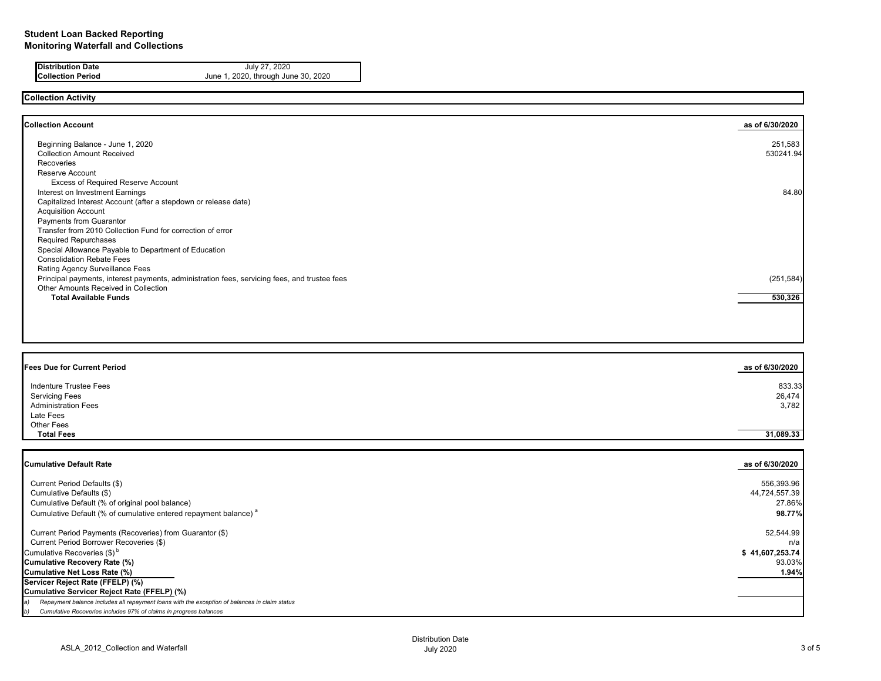**Student Loan Backed Reporting**
**Monitoring Waterfall and Collections**

| | |
|---|---|
| **Distribution Date** | July 27, 2020 |
| **Collection Period** | June 1, 2020, through June 30, 2020 |

## Collection Activity

| **Collection Account** | **as of 6/30/2020** |
|---|---|
| Beginning Balance - June 1, 2020 | 251,583 |
| Collection Amount Received | 530241.94 |
| Recoveries | |
| Reserve Account | |
| Excess of Required Reserve Account | |
| Interest on Investment Earnings | 84.80 |
| Capitalized Interest Account (after a stepdown or release date) | |
| Acquisition Account | |
| Payments from Guarantor | |
| Transfer from 2010 Collection Fund for correction of error | |
| Required Repurchases | |
| Special Allowance Payable to Department of Education | |
| Consolidation Rebate Fees | |
| Rating Agency Surveillance Fees | |
| Principal payments, interest payments, administration fees, servicing fees, and trustee fees | (251,584) |
| Other Amounts Received in Collection | |
| **Total Available Funds** | **530,326** |

| **Fees Due for Current Period** | **as of 6/30/2020** |
|---|---|
| Indenture Trustee Fees | 833.33 |
| Servicing Fees | 26,474 |
| Administration Fees | 3,782 |
| Late Fees | |
| Other Fees | |
| **Total Fees** | **31,089.33** |

| **Cumulative Default Rate** | **as of 6/30/2020** |
|---|---|
| Current Period Defaults ($) | 556,393.96 |
| Cumulative Defaults ($) | 44,724,557.39 |
| Cumulative Default (% of original pool balance) | 27.86% |
| Cumulative Default (% of cumulative entered repayment balance) [a] | **98.77%** |
| Current Period Payments (Recoveries) from Guarantor ($) | 52,544.99 |
| Current Period Borrower Recoveries ($) | n/a |
| Cumulative Recoveries ($) [b] | **$ 41,607,253.74** |
| **Cumulative Recovery Rate (%)** | 93.03% |
| **Cumulative Net Loss Rate (%)** | **1.94%** |
| **Servicer Reject Rate (FFELP) (%)** | |
| **Cumulative Servicer Reject Rate (FFELP) (%)** | |

*a) Repayment balance includes all repayment loans with the exception of balances in claim status*

*b) Cumulative Recoveries includes 97% of claims in progress balances*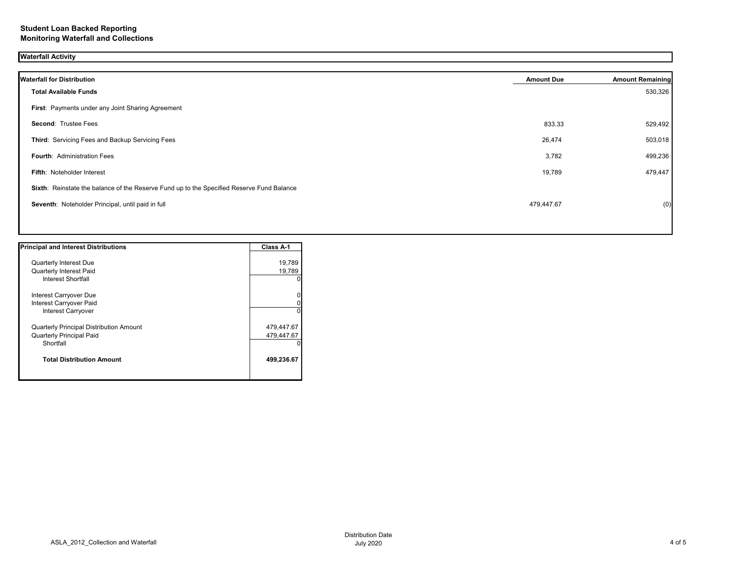**Student Loan Backed Reporting**
**Monitoring Waterfall and Collections**

## Waterfall Activity

| Waterfall for Distribution | Amount Due | Amount Remaining |
|---|---|---|
| **Total Available Funds** | | 530,326 |
| **First**: Payments under any Joint Sharing Agreement | | |
| **Second**: Trustee Fees | 833.33 | 529,492 |
| **Third**: Servicing Fees and Backup Servicing Fees | 26,474 | 503,018 |
| **Fourth**: Administration Fees | 3,782 | 499,236 |
| **Fifth**: Noteholder Interest | 19,789 | 479,447 |
| **Sixth**: Reinstate the balance of the Reserve Fund up to the Specified Reserve Fund Balance | | |
| **Seventh**: Noteholder Principal, until paid in full | 479,447.67 | (0) |

| Principal and Interest Distributions | Class A-1 |
|---|---|
| Quarterly Interest Due | 19,789 |
| Quarterly Interest Paid | 19,789 |
| Interest Shortfall | 0 |
| Interest Carryover Due | 0 |
| Interest Carryover Paid | 0 |
| Interest Carryover | 0 |
| Quarterly Principal Distribution Amount | 479,447.67 |
| Quarterly Principal Paid | 479,447.67 |
| Shortfall | 0 |
| **Total Distribution Amount** | **499,236.67** |

ASLA_2012_Collection and Waterfall

Distribution Date
July 2020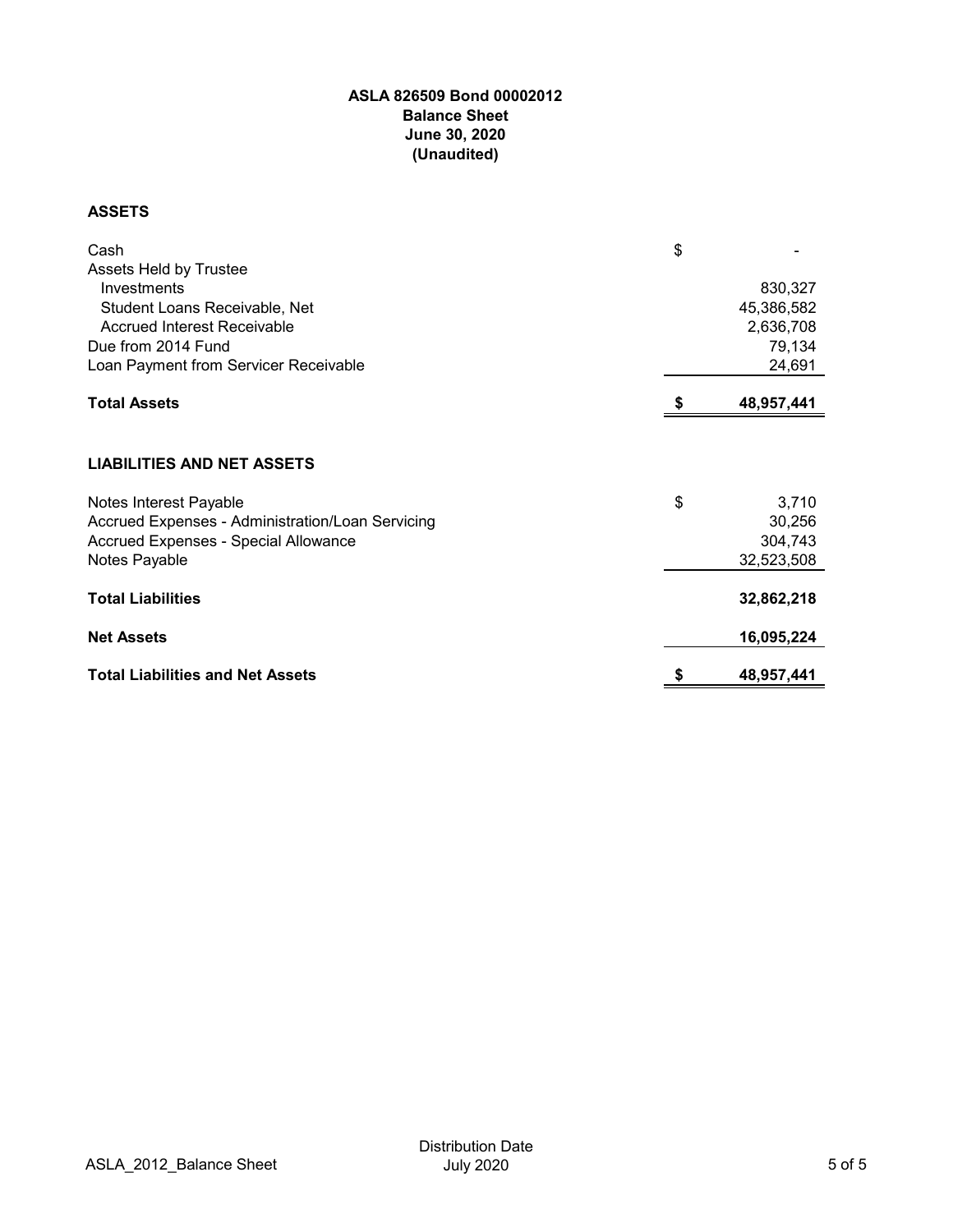**ASLA 826509 Bond 00002012**
**Balance Sheet**
**June 30, 2020**
**(Unaudited)**

**ASSETS**

| | | |
|---|---|---|
| Cash | $ | - |
| Assets Held by Trustee | | |
| Investments | | 830,327 |
| Student Loans Receivable, Net | | 45,386,582 |
| Accrued Interest Receivable | | 2,636,708 |
| Due from 2014 Fund | | 79,134 |
| Loan Payment from Servicer Receivable | | 24,691 |
| **Total Assets** | **$** | **48,957,441** |

**LIABILITIES AND NET ASSETS**

| | | |
|---|---|---|
| Notes Interest Payable | $ | 3,710 |
| Accrued Expenses - Administration/Loan Servicing | | 30,256 |
| Accrued Expenses - Special Allowance | | 304,743 |
| Notes Payable | | 32,523,508 |
| **Total Liabilities** | | **32,862,218** |
| **Net Assets** | | **16,095,224** |
| **Total Liabilities and Net Assets** | **$** | **48,957,441** |

ASLA_2012_Balance Sheet

Distribution Date
July 2020